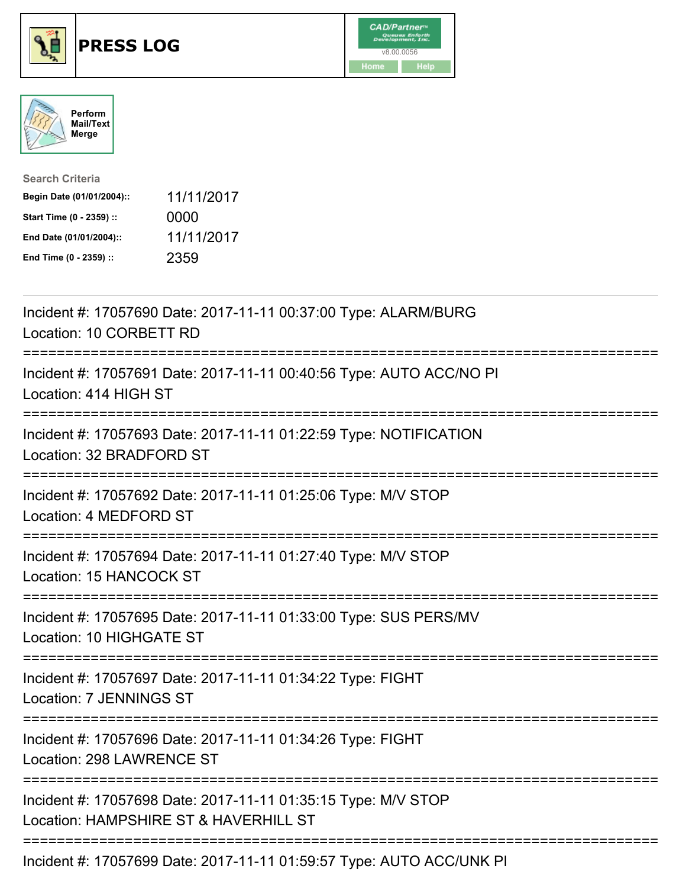# PRESS LOG

Perform Mail/Text Merge

**Search Criteria**

| | |
|---|---|
| **Begin Date (01/01/2004)::** | 11/11/2017 |
| **Start Time (0 - 2359) ::** | 0000 |
| **End Date (01/01/2004)::** | 11/11/2017 |
| **End Time (0 - 2359) ::** | 2359 |

Incident #: 17057690 Date: 2017-11-11 00:37:00 Type: ALARM/BURG
Location: 10 CORBETT RD

===========================================================================

Incident #: 17057691 Date: 2017-11-11 00:40:56 Type: AUTO ACC/NO PI
Location: 414 HIGH ST

===========================================================================

Incident #: 17057693 Date: 2017-11-11 01:22:59 Type: NOTIFICATION
Location: 32 BRADFORD ST

===========================================================================

Incident #: 17057692 Date: 2017-11-11 01:25:06 Type: M/V STOP
Location: 4 MEDFORD ST

===========================================================================

Incident #: 17057694 Date: 2017-11-11 01:27:40 Type: M/V STOP
Location: 15 HANCOCK ST

===========================================================================

Incident #: 17057695 Date: 2017-11-11 01:33:00 Type: SUS PERS/MV
Location: 10 HIGHGATE ST

===========================================================================

Incident #: 17057697 Date: 2017-11-11 01:34:22 Type: FIGHT
Location: 7 JENNINGS ST

===========================================================================

Incident #: 17057696 Date: 2017-11-11 01:34:26 Type: FIGHT
Location: 298 LAWRENCE ST

===========================================================================

Incident #: 17057698 Date: 2017-11-11 01:35:15 Type: M/V STOP
Location: HAMPSHIRE ST & HAVERHILL ST

===========================================================================

Incident #: 17057699 Date: 2017-11-11 01:59:57 Type: AUTO ACC/UNK PI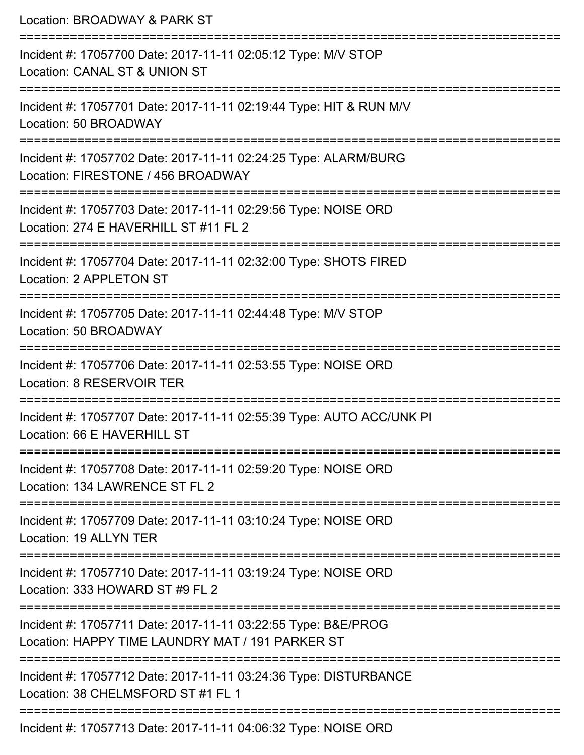Location: BROADWAY & PARK ST

===========================================================================

Incident #: 17057700 Date: 2017-11-11 02:05:12 Type: M/V STOP
Location: CANAL ST & UNION ST

===========================================================================

Incident #: 17057701 Date: 2017-11-11 02:19:44 Type: HIT & RUN M/V
Location: 50 BROADWAY

===========================================================================

Incident #: 17057702 Date: 2017-11-11 02:24:25 Type: ALARM/BURG
Location: FIRESTONE / 456 BROADWAY

===========================================================================

Incident #: 17057703 Date: 2017-11-11 02:29:56 Type: NOISE ORD
Location: 274 E HAVERHILL ST #11 FL 2

===========================================================================

Incident #: 17057704 Date: 2017-11-11 02:32:00 Type: SHOTS FIRED
Location: 2 APPLETON ST

===========================================================================

Incident #: 17057705 Date: 2017-11-11 02:44:48 Type: M/V STOP
Location: 50 BROADWAY

===========================================================================

Incident #: 17057706 Date: 2017-11-11 02:53:55 Type: NOISE ORD
Location: 8 RESERVOIR TER

===========================================================================

Incident #: 17057707 Date: 2017-11-11 02:55:39 Type: AUTO ACC/UNK PI
Location: 66 E HAVERHILL ST

===========================================================================

Incident #: 17057708 Date: 2017-11-11 02:59:20 Type: NOISE ORD
Location: 134 LAWRENCE ST FL 2

===========================================================================

Incident #: 17057709 Date: 2017-11-11 03:10:24 Type: NOISE ORD
Location: 19 ALLYN TER

===========================================================================

Incident #: 17057710 Date: 2017-11-11 03:19:24 Type: NOISE ORD
Location: 333 HOWARD ST #9 FL 2

===========================================================================

Incident #: 17057711 Date: 2017-11-11 03:22:55 Type: B&E/PROG
Location: HAPPY TIME LAUNDRY MAT / 191 PARKER ST

===========================================================================

Incident #: 17057712 Date: 2017-11-11 03:24:36 Type: DISTURBANCE
Location: 38 CHELMSFORD ST #1 FL 1

===========================================================================

Incident #: 17057713 Date: 2017-11-11 04:06:32 Type: NOISE ORD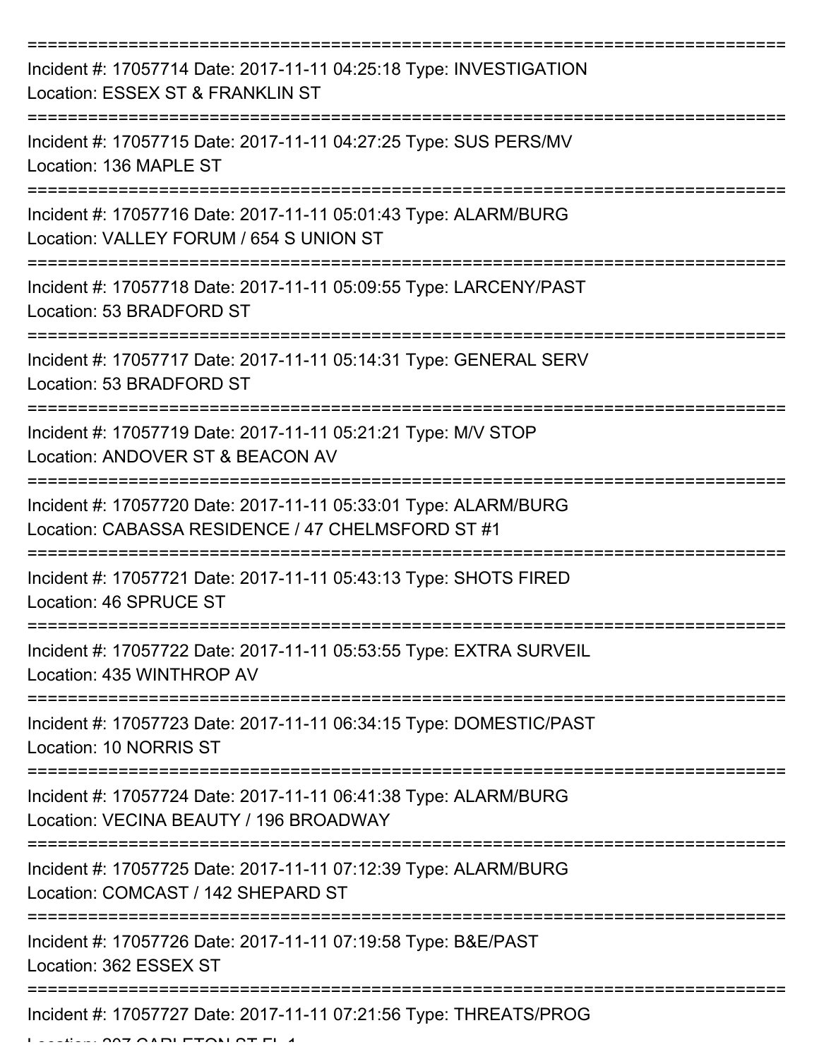===========================================================================

Incident #: 17057714 Date: 2017-11-11 04:25:18 Type: INVESTIGATION
Location: ESSEX ST & FRANKLIN ST

===========================================================================

Incident #: 17057715 Date: 2017-11-11 04:27:25 Type: SUS PERS/MV
Location: 136 MAPLE ST

===========================================================================

Incident #: 17057716 Date: 2017-11-11 05:01:43 Type: ALARM/BURG
Location: VALLEY FORUM / 654 S UNION ST

===========================================================================

Incident #: 17057718 Date: 2017-11-11 05:09:55 Type: LARCENY/PAST
Location: 53 BRADFORD ST

===========================================================================

Incident #: 17057717 Date: 2017-11-11 05:14:31 Type: GENERAL SERV
Location: 53 BRADFORD ST

===========================================================================

Incident #: 17057719 Date: 2017-11-11 05:21:21 Type: M/V STOP
Location: ANDOVER ST & BEACON AV

===========================================================================

Incident #: 17057720 Date: 2017-11-11 05:33:01 Type: ALARM/BURG
Location: CABASSA RESIDENCE / 47 CHELMSFORD ST #1

===========================================================================

Incident #: 17057721 Date: 2017-11-11 05:43:13 Type: SHOTS FIRED
Location: 46 SPRUCE ST

===========================================================================

Incident #: 17057722 Date: 2017-11-11 05:53:55 Type: EXTRA SURVEIL
Location: 435 WINTHROP AV

===========================================================================

Incident #: 17057723 Date: 2017-11-11 06:34:15 Type: DOMESTIC/PAST
Location: 10 NORRIS ST

===========================================================================

Incident #: 17057724 Date: 2017-11-11 06:41:38 Type: ALARM/BURG
Location: VECINA BEAUTY / 196 BROADWAY

===========================================================================

Incident #: 17057725 Date: 2017-11-11 07:12:39 Type: ALARM/BURG
Location: COMCAST / 142 SHEPARD ST

===========================================================================

Incident #: 17057726 Date: 2017-11-11 07:19:58 Type: B&E/PAST
Location: 362 ESSEX ST

===========================================================================

Incident #: 17057727 Date: 2017-11-11 07:21:56 Type: THREATS/PROG
Location: 207 CARLETON ST FL 1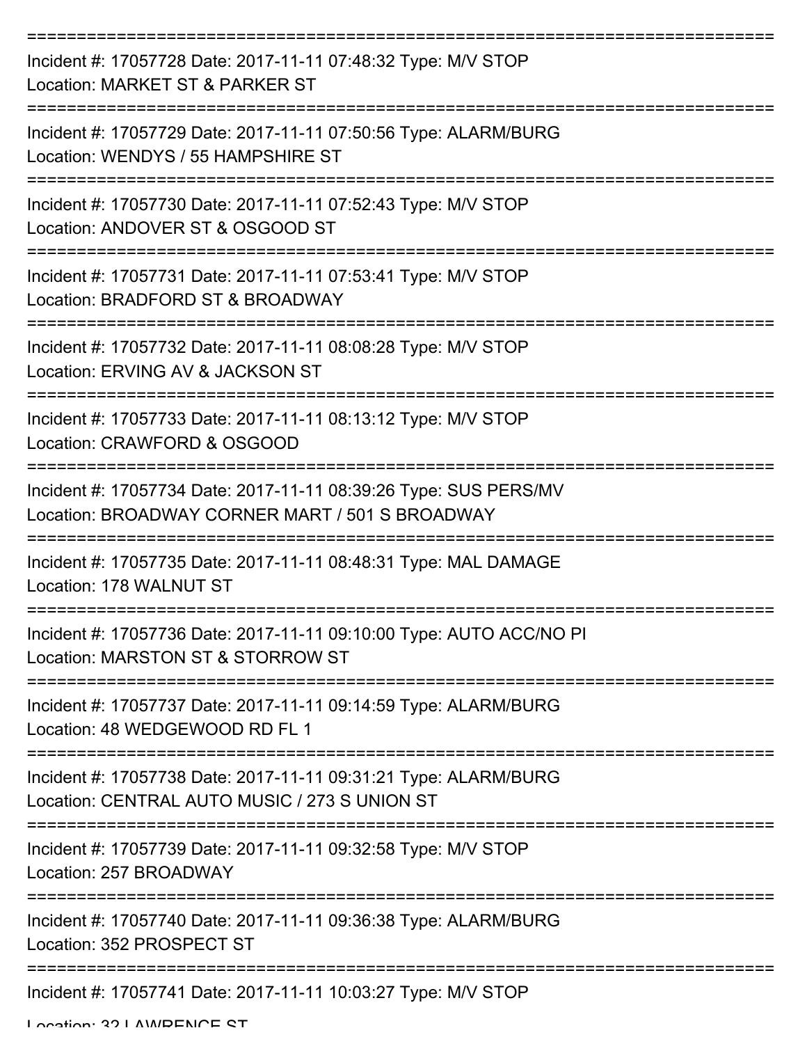===========================================================================

Incident #: 17057728 Date: 2017-11-11 07:48:32 Type: M/V STOP
Location: MARKET ST & PARKER ST

===========================================================================

Incident #: 17057729 Date: 2017-11-11 07:50:56 Type: ALARM/BURG
Location: WENDYS / 55 HAMPSHIRE ST

===========================================================================

Incident #: 17057730 Date: 2017-11-11 07:52:43 Type: M/V STOP
Location: ANDOVER ST & OSGOOD ST

===========================================================================

Incident #: 17057731 Date: 2017-11-11 07:53:41 Type: M/V STOP
Location: BRADFORD ST & BROADWAY

===========================================================================

Incident #: 17057732 Date: 2017-11-11 08:08:28 Type: M/V STOP
Location: ERVING AV & JACKSON ST

===========================================================================

Incident #: 17057733 Date: 2017-11-11 08:13:12 Type: M/V STOP
Location: CRAWFORD & OSGOOD

===========================================================================

Incident #: 17057734 Date: 2017-11-11 08:39:26 Type: SUS PERS/MV
Location: BROADWAY CORNER MART / 501 S BROADWAY

===========================================================================

Incident #: 17057735 Date: 2017-11-11 08:48:31 Type: MAL DAMAGE
Location: 178 WALNUT ST

===========================================================================

Incident #: 17057736 Date: 2017-11-11 09:10:00 Type: AUTO ACC/NO PI
Location: MARSTON ST & STORROW ST

===========================================================================

Incident #: 17057737 Date: 2017-11-11 09:14:59 Type: ALARM/BURG
Location: 48 WEDGEWOOD RD FL 1

===========================================================================

Incident #: 17057738 Date: 2017-11-11 09:31:21 Type: ALARM/BURG
Location: CENTRAL AUTO MUSIC / 273 S UNION ST

===========================================================================

Incident #: 17057739 Date: 2017-11-11 09:32:58 Type: M/V STOP
Location: 257 BROADWAY

===========================================================================

Incident #: 17057740 Date: 2017-11-11 09:36:38 Type: ALARM/BURG
Location: 352 PROSPECT ST

===========================================================================

Incident #: 17057741 Date: 2017-11-11 10:03:27 Type: M/V STOP
Location: 32 LAWRENCE ST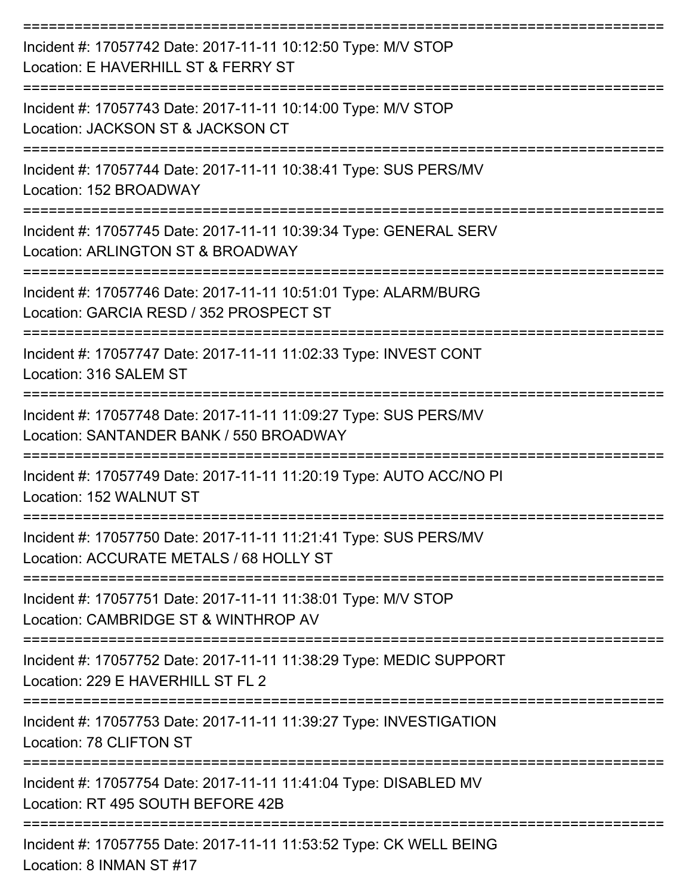===========================================================================
Incident #: 17057742 Date: 2017-11-11 10:12:50 Type: M/V STOP
Location: E HAVERHILL ST & FERRY ST
===========================================================================
Incident #: 17057743 Date: 2017-11-11 10:14:00 Type: M/V STOP
Location: JACKSON ST & JACKSON CT
===========================================================================
Incident #: 17057744 Date: 2017-11-11 10:38:41 Type: SUS PERS/MV
Location: 152 BROADWAY
===========================================================================
Incident #: 17057745 Date: 2017-11-11 10:39:34 Type: GENERAL SERV
Location: ARLINGTON ST & BROADWAY
===========================================================================
Incident #: 17057746 Date: 2017-11-11 10:51:01 Type: ALARM/BURG
Location: GARCIA RESD / 352 PROSPECT ST
===========================================================================
Incident #: 17057747 Date: 2017-11-11 11:02:33 Type: INVEST CONT
Location: 316 SALEM ST
===========================================================================
Incident #: 17057748 Date: 2017-11-11 11:09:27 Type: SUS PERS/MV
Location: SANTANDER BANK / 550 BROADWAY
===========================================================================
Incident #: 17057749 Date: 2017-11-11 11:20:19 Type: AUTO ACC/NO PI
Location: 152 WALNUT ST
===========================================================================
Incident #: 17057750 Date: 2017-11-11 11:21:41 Type: SUS PERS/MV
Location: ACCURATE METALS / 68 HOLLY ST
===========================================================================
Incident #: 17057751 Date: 2017-11-11 11:38:01 Type: M/V STOP
Location: CAMBRIDGE ST & WINTHROP AV
===========================================================================
Incident #: 17057752 Date: 2017-11-11 11:38:29 Type: MEDIC SUPPORT
Location: 229 E HAVERHILL ST FL 2
===========================================================================
Incident #: 17057753 Date: 2017-11-11 11:39:27 Type: INVESTIGATION
Location: 78 CLIFTON ST
===========================================================================
Incident #: 17057754 Date: 2017-11-11 11:41:04 Type: DISABLED MV
Location: RT 495 SOUTH BEFORE 42B
===========================================================================
Incident #: 17057755 Date: 2017-11-11 11:53:52 Type: CK WELL BEING
Location: 8 INMAN ST #17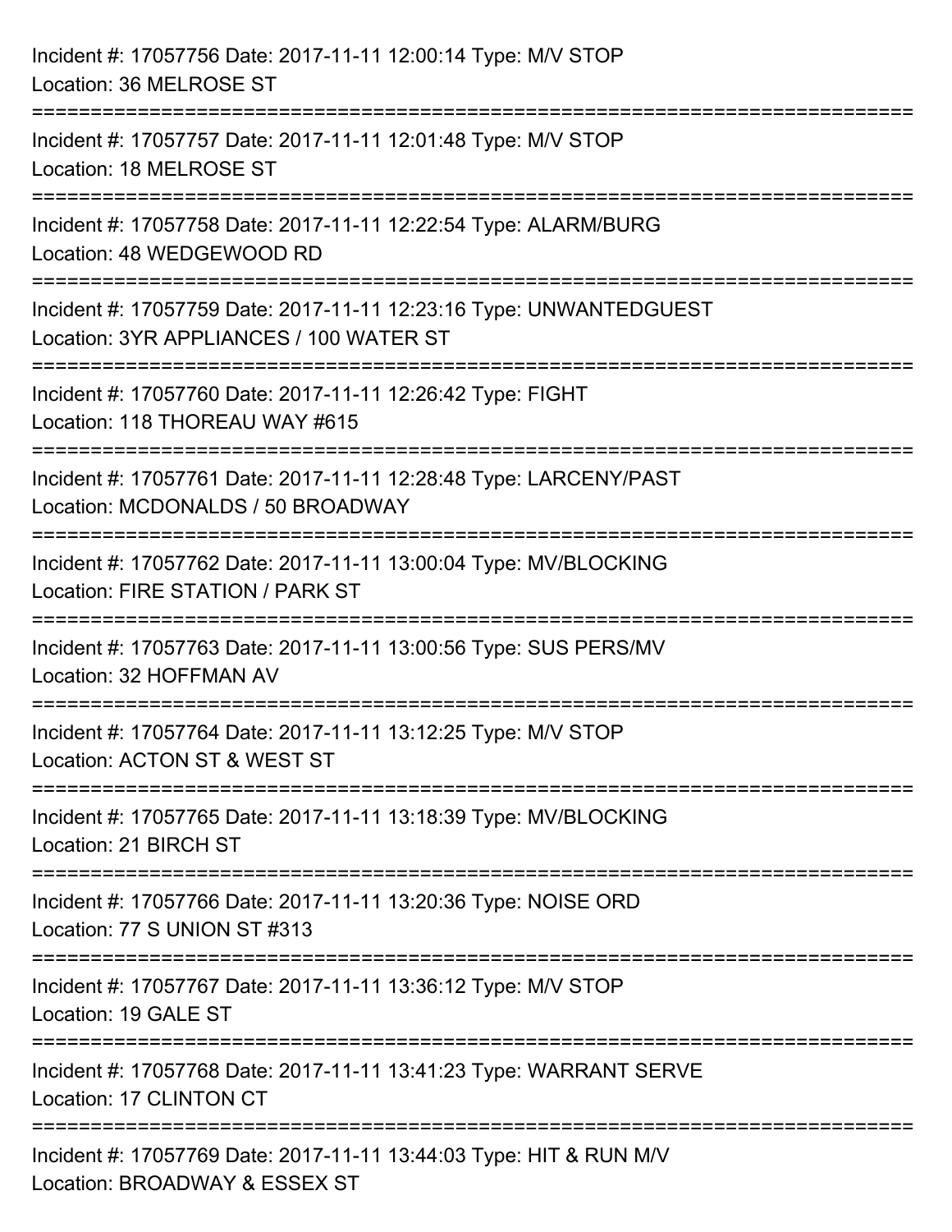Incident #: 17057756 Date: 2017-11-11 12:00:14 Type: M/V STOP
Location: 36 MELROSE ST

===========================================================================

Incident #: 17057757 Date: 2017-11-11 12:01:48 Type: M/V STOP
Location: 18 MELROSE ST

===========================================================================

Incident #: 17057758 Date: 2017-11-11 12:22:54 Type: ALARM/BURG
Location: 48 WEDGEWOOD RD

===========================================================================

Incident #: 17057759 Date: 2017-11-11 12:23:16 Type: UNWANTEDGUEST
Location: 3YR APPLIANCES / 100 WATER ST

===========================================================================

Incident #: 17057760 Date: 2017-11-11 12:26:42 Type: FIGHT
Location: 118 THOREAU WAY #615

===========================================================================

Incident #: 17057761 Date: 2017-11-11 12:28:48 Type: LARCENY/PAST
Location: MCDONALDS / 50 BROADWAY

===========================================================================

Incident #: 17057762 Date: 2017-11-11 13:00:04 Type: MV/BLOCKING
Location: FIRE STATION / PARK ST

===========================================================================

Incident #: 17057763 Date: 2017-11-11 13:00:56 Type: SUS PERS/MV
Location: 32 HOFFMAN AV

===========================================================================

Incident #: 17057764 Date: 2017-11-11 13:12:25 Type: M/V STOP
Location: ACTON ST & WEST ST

===========================================================================

Incident #: 17057765 Date: 2017-11-11 13:18:39 Type: MV/BLOCKING
Location: 21 BIRCH ST

===========================================================================

Incident #: 17057766 Date: 2017-11-11 13:20:36 Type: NOISE ORD
Location: 77 S UNION ST #313

===========================================================================

Incident #: 17057767 Date: 2017-11-11 13:36:12 Type: M/V STOP
Location: 19 GALE ST

===========================================================================

Incident #: 17057768 Date: 2017-11-11 13:41:23 Type: WARRANT SERVE
Location: 17 CLINTON CT

===========================================================================

Incident #: 17057769 Date: 2017-11-11 13:44:03 Type: HIT & RUN M/V
Location: BROADWAY & ESSEX ST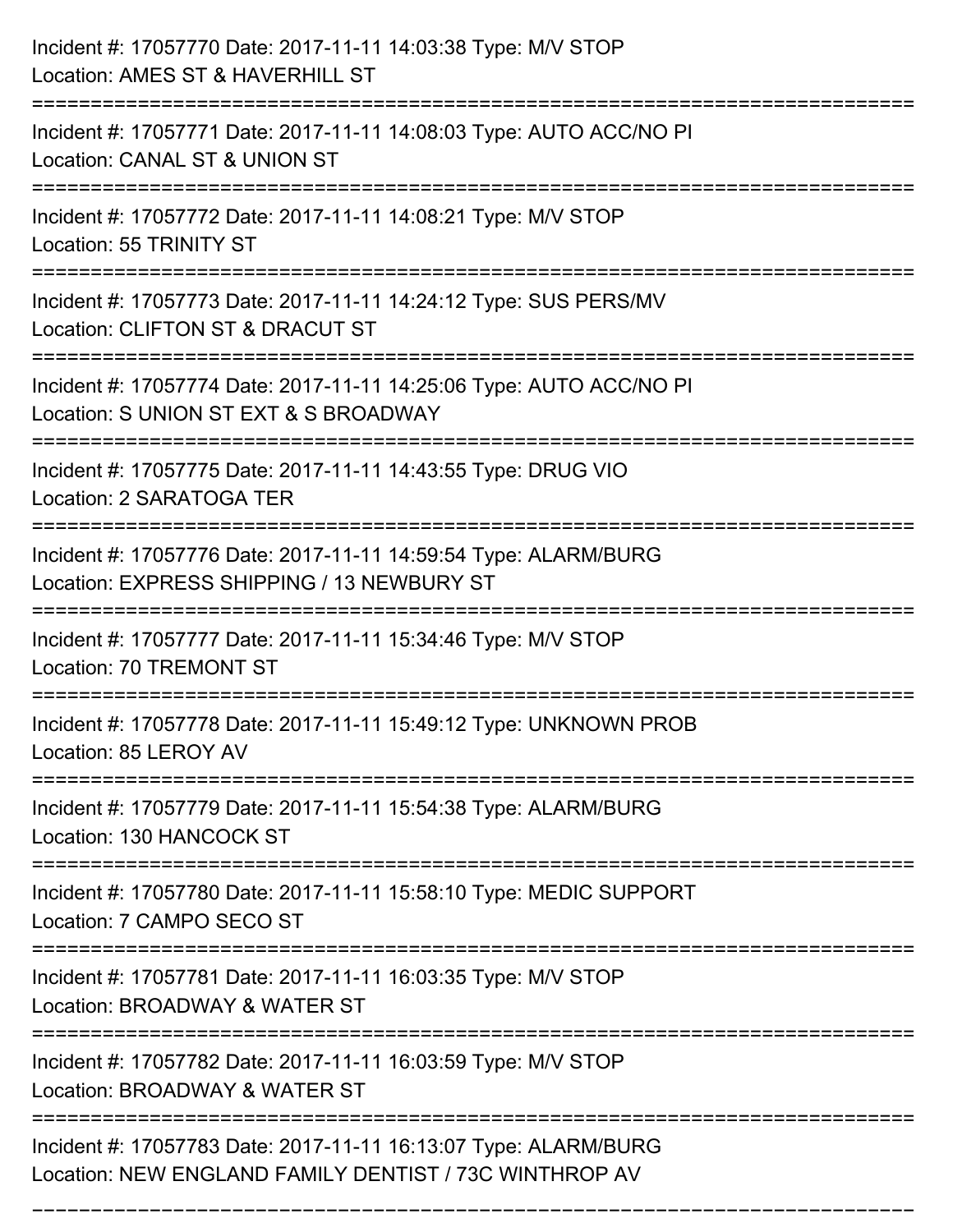Incident #: 17057770 Date: 2017-11-11 14:03:38 Type: M/V STOP
Location: AMES ST & HAVERHILL ST

===========================================================================

Incident #: 17057771 Date: 2017-11-11 14:08:03 Type: AUTO ACC/NO PI
Location: CANAL ST & UNION ST

===========================================================================

Incident #: 17057772 Date: 2017-11-11 14:08:21 Type: M/V STOP
Location: 55 TRINITY ST

===========================================================================

Incident #: 17057773 Date: 2017-11-11 14:24:12 Type: SUS PERS/MV
Location: CLIFTON ST & DRACUT ST

===========================================================================

Incident #: 17057774 Date: 2017-11-11 14:25:06 Type: AUTO ACC/NO PI
Location: S UNION ST EXT & S BROADWAY

===========================================================================

Incident #: 17057775 Date: 2017-11-11 14:43:55 Type: DRUG VIO
Location: 2 SARATOGA TER

===========================================================================

Incident #: 17057776 Date: 2017-11-11 14:59:54 Type: ALARM/BURG
Location: EXPRESS SHIPPING / 13 NEWBURY ST

===========================================================================

Incident #: 17057777 Date: 2017-11-11 15:34:46 Type: M/V STOP
Location: 70 TREMONT ST

===========================================================================

Incident #: 17057778 Date: 2017-11-11 15:49:12 Type: UNKNOWN PROB
Location: 85 LEROY AV

===========================================================================

Incident #: 17057779 Date: 2017-11-11 15:54:38 Type: ALARM/BURG
Location: 130 HANCOCK ST

===========================================================================

Incident #: 17057780 Date: 2017-11-11 15:58:10 Type: MEDIC SUPPORT
Location: 7 CAMPO SECO ST

===========================================================================

Incident #: 17057781 Date: 2017-11-11 16:03:35 Type: M/V STOP
Location: BROADWAY & WATER ST

===========================================================================

Incident #: 17057782 Date: 2017-11-11 16:03:59 Type: M/V STOP
Location: BROADWAY & WATER ST

===========================================================================

Incident #: 17057783 Date: 2017-11-11 16:13:07 Type: ALARM/BURG
Location: NEW ENGLAND FAMILY DENTIST / 73C WINTHROP AV

===========================================================================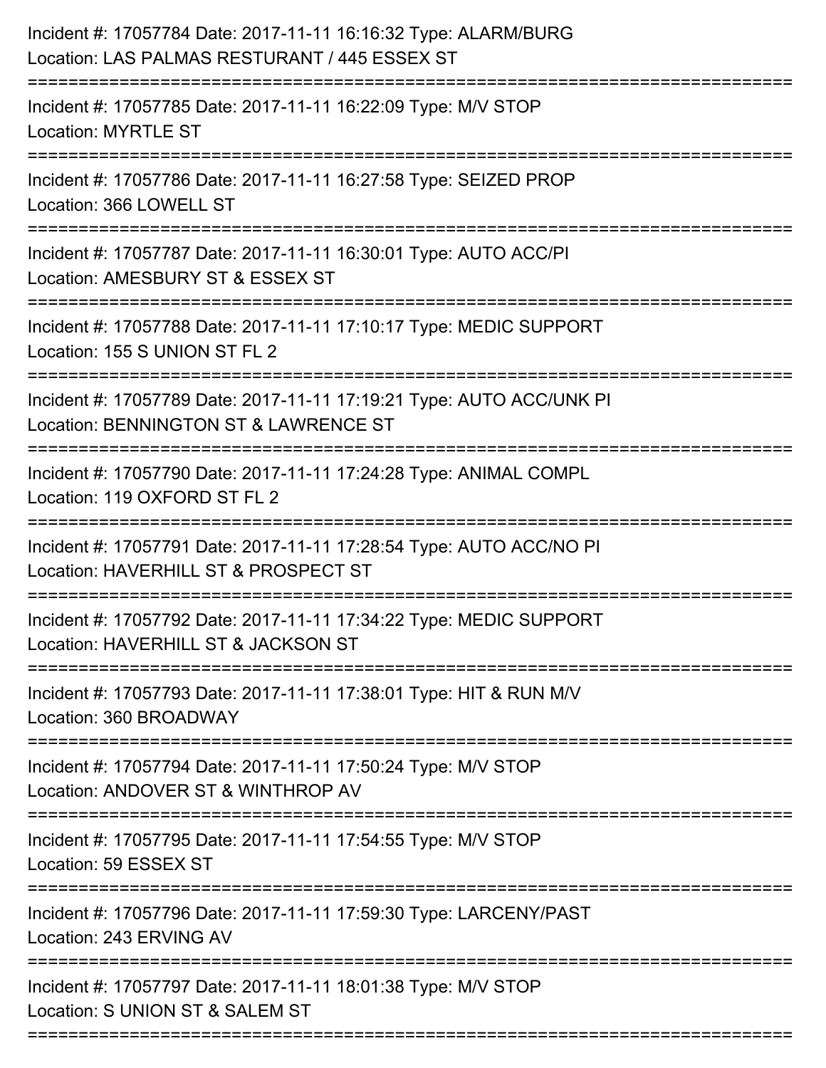Incident #: 17057784 Date: 2017-11-11 16:16:32 Type: ALARM/BURG
Location: LAS PALMAS RESTURANT / 445 ESSEX ST

===========================================================================

Incident #: 17057785 Date: 2017-11-11 16:22:09 Type: M/V STOP
Location: MYRTLE ST

===========================================================================

Incident #: 17057786 Date: 2017-11-11 16:27:58 Type: SEIZED PROP
Location: 366 LOWELL ST

===========================================================================

Incident #: 17057787 Date: 2017-11-11 16:30:01 Type: AUTO ACC/PI
Location: AMESBURY ST & ESSEX ST

===========================================================================

Incident #: 17057788 Date: 2017-11-11 17:10:17 Type: MEDIC SUPPORT
Location: 155 S UNION ST FL 2

===========================================================================

Incident #: 17057789 Date: 2017-11-11 17:19:21 Type: AUTO ACC/UNK PI
Location: BENNINGTON ST & LAWRENCE ST

===========================================================================

Incident #: 17057790 Date: 2017-11-11 17:24:28 Type: ANIMAL COMPL
Location: 119 OXFORD ST FL 2

===========================================================================

Incident #: 17057791 Date: 2017-11-11 17:28:54 Type: AUTO ACC/NO PI
Location: HAVERHILL ST & PROSPECT ST

===========================================================================

Incident #: 17057792 Date: 2017-11-11 17:34:22 Type: MEDIC SUPPORT
Location: HAVERHILL ST & JACKSON ST

===========================================================================

Incident #: 17057793 Date: 2017-11-11 17:38:01 Type: HIT & RUN M/V
Location: 360 BROADWAY

===========================================================================

Incident #: 17057794 Date: 2017-11-11 17:50:24 Type: M/V STOP
Location: ANDOVER ST & WINTHROP AV

===========================================================================

Incident #: 17057795 Date: 2017-11-11 17:54:55 Type: M/V STOP
Location: 59 ESSEX ST

===========================================================================

Incident #: 17057796 Date: 2017-11-11 17:59:30 Type: LARCENY/PAST
Location: 243 ERVING AV

===========================================================================

Incident #: 17057797 Date: 2017-11-11 18:01:38 Type: M/V STOP
Location: S UNION ST & SALEM ST

===========================================================================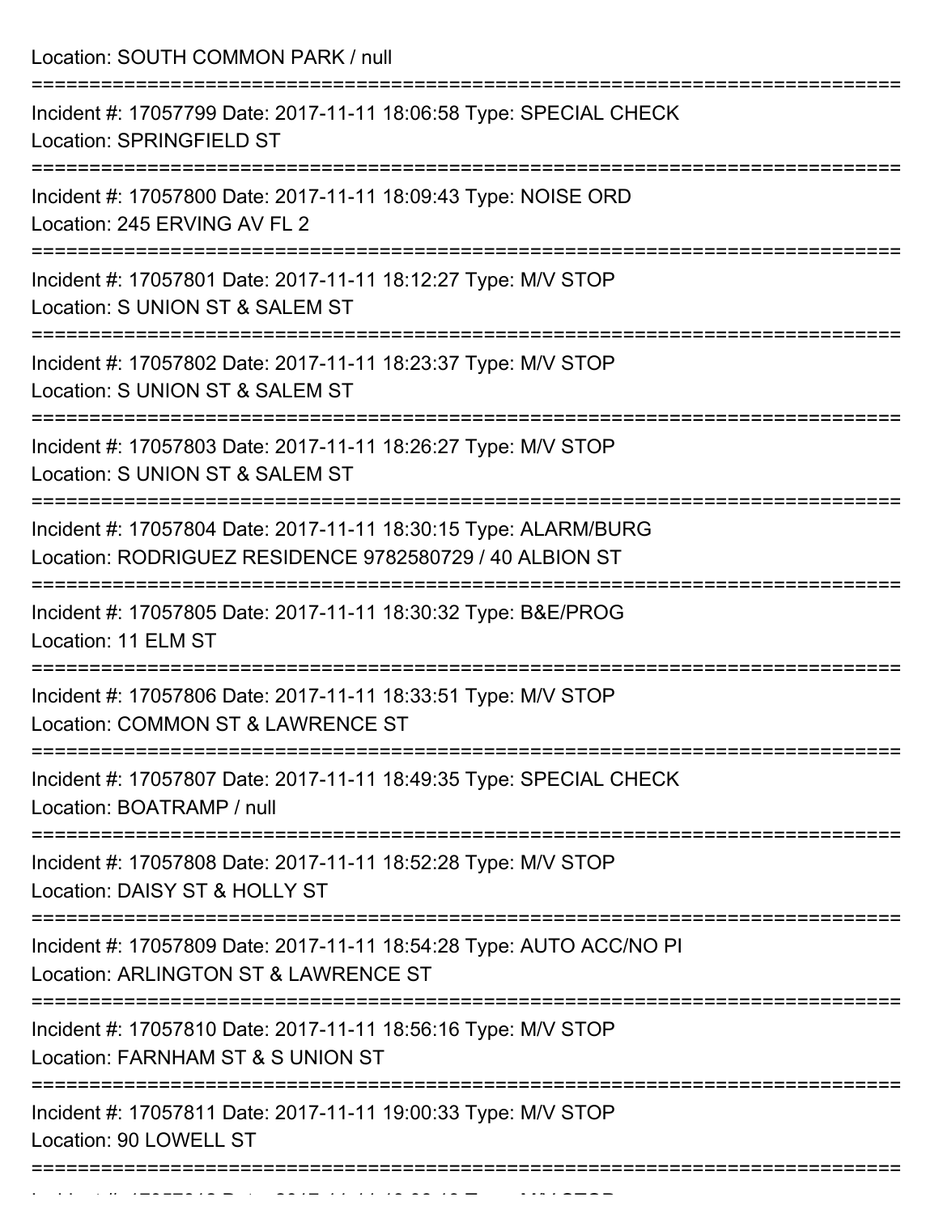Location: SOUTH COMMON PARK / null

===========================================================================

Incident #: 17057799 Date: 2017-11-11 18:06:58 Type: SPECIAL CHECK
Location: SPRINGFIELD ST

===========================================================================

Incident #: 17057800 Date: 2017-11-11 18:09:43 Type: NOISE ORD
Location: 245 ERVING AV FL 2

===========================================================================

Incident #: 17057801 Date: 2017-11-11 18:12:27 Type: M/V STOP
Location: S UNION ST & SALEM ST

===========================================================================

Incident #: 17057802 Date: 2017-11-11 18:23:37 Type: M/V STOP
Location: S UNION ST & SALEM ST

===========================================================================

Incident #: 17057803 Date: 2017-11-11 18:26:27 Type: M/V STOP
Location: S UNION ST & SALEM ST

===========================================================================

Incident #: 17057804 Date: 2017-11-11 18:30:15 Type: ALARM/BURG
Location: RODRIGUEZ RESIDENCE 9782580729 / 40 ALBION ST

===========================================================================

Incident #: 17057805 Date: 2017-11-11 18:30:32 Type: B&E/PROG
Location: 11 ELM ST

===========================================================================

Incident #: 17057806 Date: 2017-11-11 18:33:51 Type: M/V STOP
Location: COMMON ST & LAWRENCE ST

===========================================================================

Incident #: 17057807 Date: 2017-11-11 18:49:35 Type: SPECIAL CHECK
Location: BOATRAMP / null

===========================================================================

Incident #: 17057808 Date: 2017-11-11 18:52:28 Type: M/V STOP
Location: DAISY ST & HOLLY ST

===========================================================================

Incident #: 17057809 Date: 2017-11-11 18:54:28 Type: AUTO ACC/NO PI
Location: ARLINGTON ST & LAWRENCE ST

===========================================================================

Incident #: 17057810 Date: 2017-11-11 18:56:16 Type: M/V STOP
Location: FARNHAM ST & S UNION ST

===========================================================================

Incident #: 17057811 Date: 2017-11-11 19:00:33 Type: M/V STOP
Location: 90 LOWELL ST

===========================================================================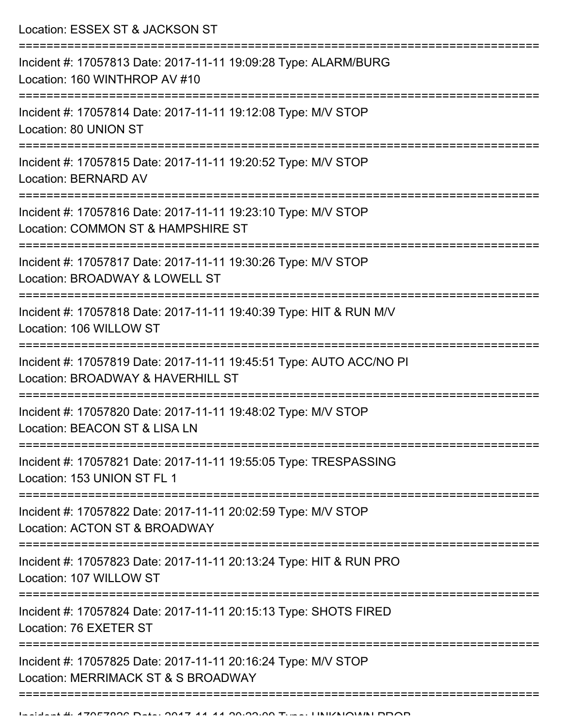Location: ESSEX ST & JACKSON ST

===========================================================================

Incident #: 17057813 Date: 2017-11-11 19:09:28 Type: ALARM/BURG
Location: 160 WINTHROP AV #10

===========================================================================

Incident #: 17057814 Date: 2017-11-11 19:12:08 Type: M/V STOP
Location: 80 UNION ST

===========================================================================

Incident #: 17057815 Date: 2017-11-11 19:20:52 Type: M/V STOP
Location: BERNARD AV

===========================================================================

Incident #: 17057816 Date: 2017-11-11 19:23:10 Type: M/V STOP
Location: COMMON ST & HAMPSHIRE ST

===========================================================================

Incident #: 17057817 Date: 2017-11-11 19:30:26 Type: M/V STOP
Location: BROADWAY & LOWELL ST

===========================================================================

Incident #: 17057818 Date: 2017-11-11 19:40:39 Type: HIT & RUN M/V
Location: 106 WILLOW ST

===========================================================================

Incident #: 17057819 Date: 2017-11-11 19:45:51 Type: AUTO ACC/NO PI
Location: BROADWAY & HAVERHILL ST

===========================================================================

Incident #: 17057820 Date: 2017-11-11 19:48:02 Type: M/V STOP
Location: BEACON ST & LISA LN

===========================================================================

Incident #: 17057821 Date: 2017-11-11 19:55:05 Type: TRESPASSING
Location: 153 UNION ST FL 1

===========================================================================

Incident #: 17057822 Date: 2017-11-11 20:02:59 Type: M/V STOP
Location: ACTON ST & BROADWAY

===========================================================================

Incident #: 17057823 Date: 2017-11-11 20:13:24 Type: HIT & RUN PRO
Location: 107 WILLOW ST

===========================================================================

Incident #: 17057824 Date: 2017-11-11 20:15:13 Type: SHOTS FIRED
Location: 76 EXETER ST

===========================================================================

Incident #: 17057825 Date: 2017-11-11 20:16:24 Type: M/V STOP
Location: MERRIMACK ST & S BROADWAY

===========================================================================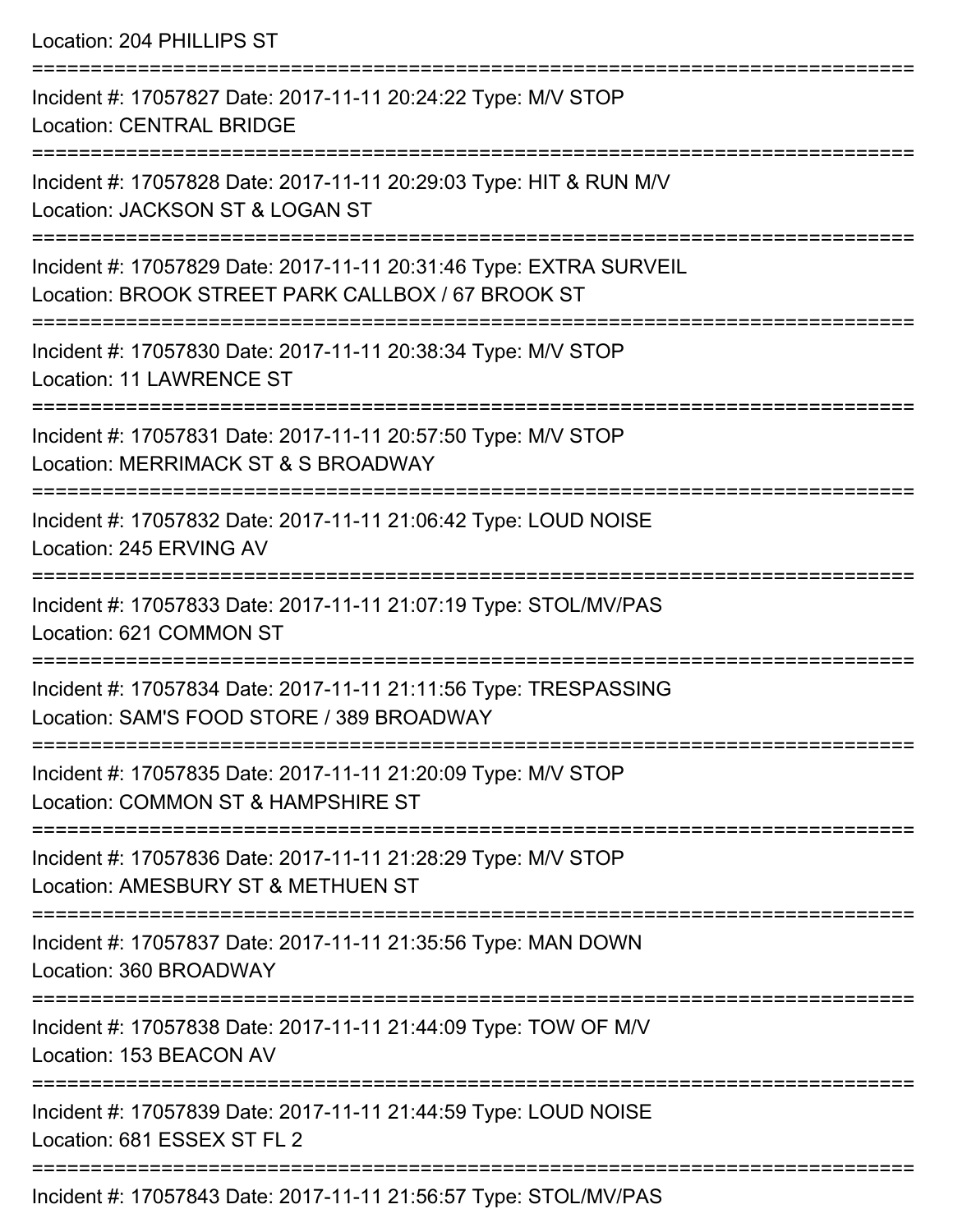Location: 204 PHILLIPS ST

===========================================================================

Incident #: 17057827 Date: 2017-11-11 20:24:22 Type: M/V STOP
Location: CENTRAL BRIDGE

===========================================================================

Incident #: 17057828 Date: 2017-11-11 20:29:03 Type: HIT & RUN M/V
Location: JACKSON ST & LOGAN ST

===========================================================================

Incident #: 17057829 Date: 2017-11-11 20:31:46 Type: EXTRA SURVEIL
Location: BROOK STREET PARK CALLBOX / 67 BROOK ST

===========================================================================

Incident #: 17057830 Date: 2017-11-11 20:38:34 Type: M/V STOP
Location: 11 LAWRENCE ST

===========================================================================

Incident #: 17057831 Date: 2017-11-11 20:57:50 Type: M/V STOP
Location: MERRIMACK ST & S BROADWAY

===========================================================================

Incident #: 17057832 Date: 2017-11-11 21:06:42 Type: LOUD NOISE
Location: 245 ERVING AV

===========================================================================

Incident #: 17057833 Date: 2017-11-11 21:07:19 Type: STOL/MV/PAS
Location: 621 COMMON ST

===========================================================================

Incident #: 17057834 Date: 2017-11-11 21:11:56 Type: TRESPASSING
Location: SAM'S FOOD STORE / 389 BROADWAY

===========================================================================

Incident #: 17057835 Date: 2017-11-11 21:20:09 Type: M/V STOP
Location: COMMON ST & HAMPSHIRE ST

===========================================================================

Incident #: 17057836 Date: 2017-11-11 21:28:29 Type: M/V STOP
Location: AMESBURY ST & METHUEN ST

===========================================================================

Incident #: 17057837 Date: 2017-11-11 21:35:56 Type: MAN DOWN
Location: 360 BROADWAY

===========================================================================

Incident #: 17057838 Date: 2017-11-11 21:44:09 Type: TOW OF M/V
Location: 153 BEACON AV

===========================================================================

Incident #: 17057839 Date: 2017-11-11 21:44:59 Type: LOUD NOISE
Location: 681 ESSEX ST FL 2

===========================================================================

Incident #: 17057843 Date: 2017-11-11 21:56:57 Type: STOL/MV/PAS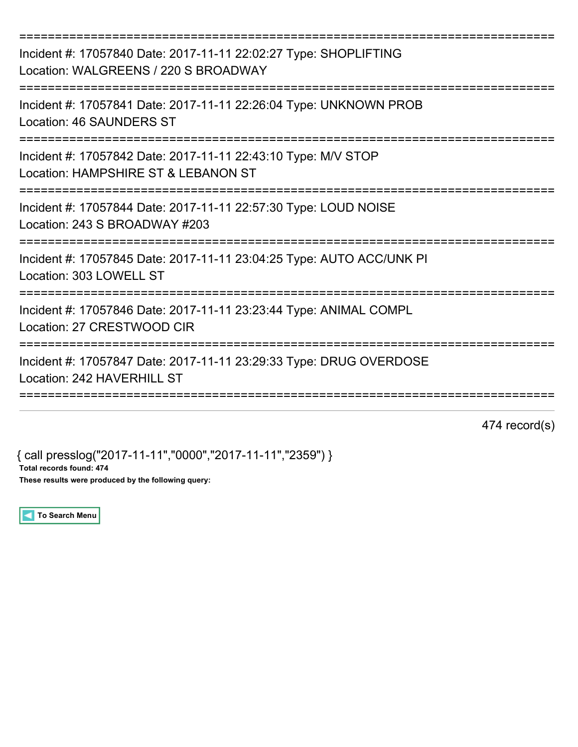===========================================================================

Incident #: 17057840 Date: 2017-11-11 22:02:27 Type: SHOPLIFTING
Location: WALGREENS / 220 S BROADWAY

===========================================================================

Incident #: 17057841 Date: 2017-11-11 22:26:04 Type: UNKNOWN PROB
Location: 46 SAUNDERS ST

===========================================================================

Incident #: 17057842 Date: 2017-11-11 22:43:10 Type: M/V STOP
Location: HAMPSHIRE ST & LEBANON ST

===========================================================================

Incident #: 17057844 Date: 2017-11-11 22:57:30 Type: LOUD NOISE
Location: 243 S BROADWAY #203

===========================================================================

Incident #: 17057845 Date: 2017-11-11 23:04:25 Type: AUTO ACC/UNK PI
Location: 303 LOWELL ST

===========================================================================

Incident #: 17057846 Date: 2017-11-11 23:23:44 Type: ANIMAL COMPL
Location: 27 CRESTWOOD CIR

===========================================================================

Incident #: 17057847 Date: 2017-11-11 23:29:33 Type: DRUG OVERDOSE
Location: 242 HAVERHILL ST

===========================================================================

474 record(s)

{ call presslog("2017-11-11","0000","2017-11-11","2359") }

**Total records found: 474**

**These results were produced by the following query:**

To Search Menu